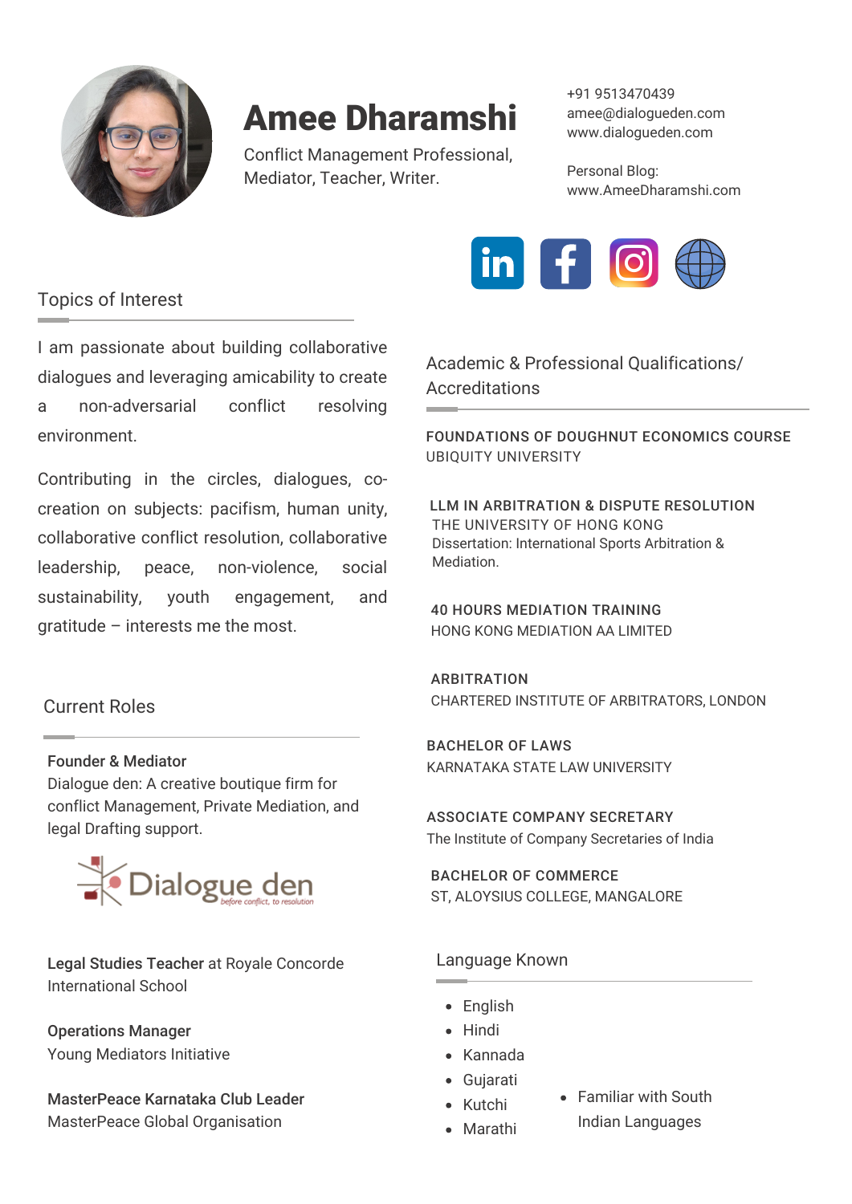# Amee Dharamshi

Conflict Management Professional, Mediator, Teacher, Writer.

+91 9513470439
amee@dialogueden.com
www.dialogueden.com

Personal Blog:
www.AmeeDharamshi.com

## Topics of Interest

I am passionate about building collaborative dialogues and leveraging amicability to create a non-adversarial conflict resolving environment.

Contributing in the circles, dialogues, co-creation on subjects: pacifism, human unity, collaborative conflict resolution, collaborative leadership, peace, non-violence, social sustainability, youth engagement, and gratitude – interests me the most.

## Current Roles

**Founder & Mediator**
Dialogue den: A creative boutique firm for conflict Management, Private Mediation, and legal Drafting support.

Dialogue den
*before conflict, to resolution*

**Legal Studies Teacher** at Royale Concorde International School

**Operations Manager**
Young Mediators Initiative

**MasterPeace Karnataka Club Leader**
MasterPeace Global Organisation

## Academic & Professional Qualifications/ Accreditations

FOUNDATIONS OF DOUGHNUT ECONOMICS COURSE
UBIQUITY UNIVERSITY

LLM IN ARBITRATION & DISPUTE RESOLUTION
THE UNIVERSITY OF HONG KONG
Dissertation: International Sports Arbitration & Mediation.

40 HOURS MEDIATION TRAINING
HONG KONG MEDIATION AA LIMITED

ARBITRATION
CHARTERED INSTITUTE OF ARBITRATORS, LONDON

BACHELOR OF LAWS
KARNATAKA STATE LAW UNIVERSITY

ASSOCIATE COMPANY SECRETARY
The Institute of Company Secretaries of India

BACHELOR OF COMMERCE
ST, ALOYSIUS COLLEGE, MANGALORE

## Language Known

- English
- Hindi
- Kannada
- Gujarati
- Kutchi
- Marathi
- Familiar with South Indian Languages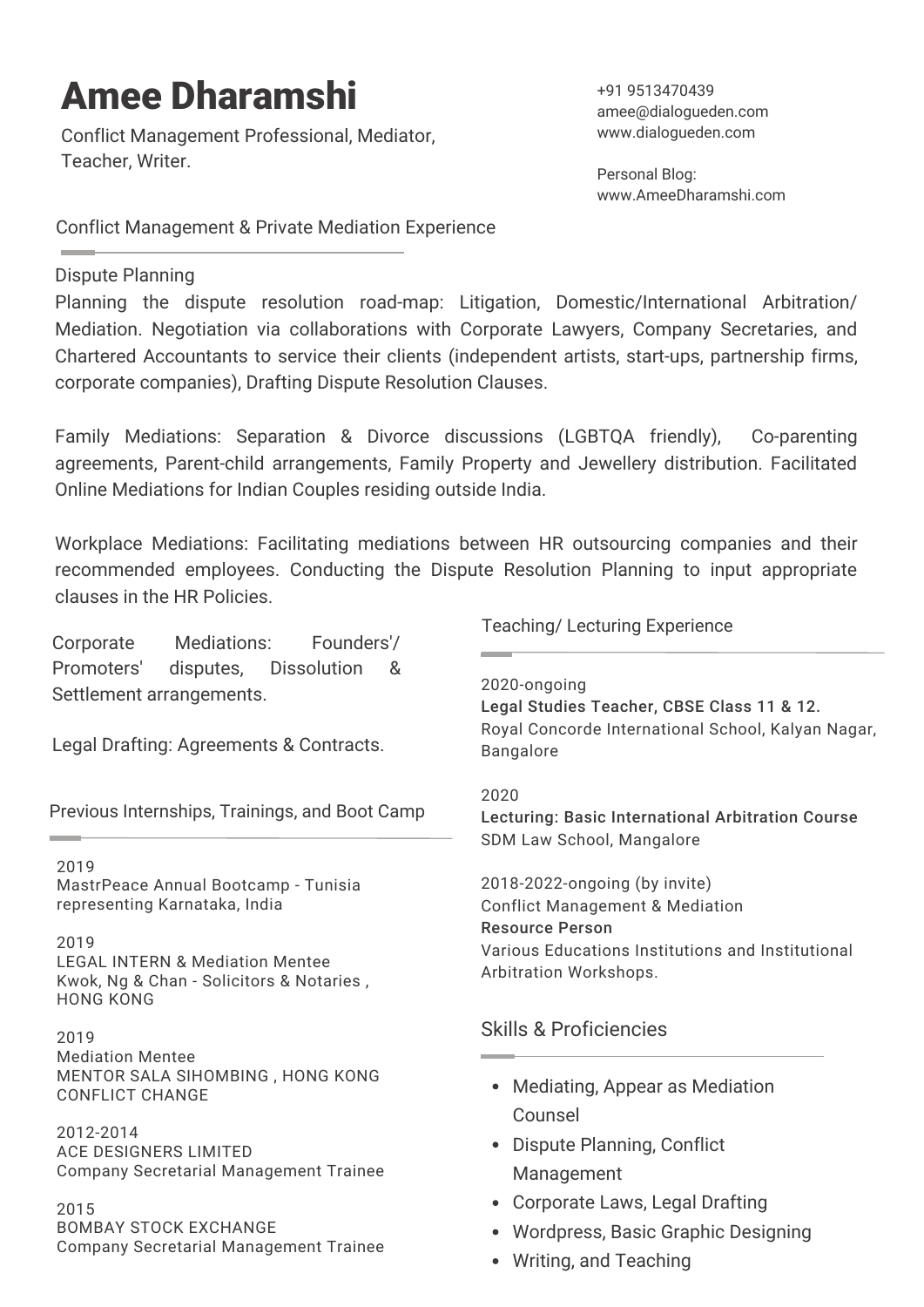# Amee Dharamshi

Conflict Management Professional, Mediator, Teacher, Writer.

+91 9513470439
amee@dialogueden.com
www.dialogueden.com

Personal Blog:
www.AmeeDharamshi.com

## Conflict Management & Private Mediation Experience

Dispute Planning
Planning the dispute resolution road-map: Litigation, Domestic/International Arbitration/ Mediation. Negotiation via collaborations with Corporate Lawyers, Company Secretaries, and Chartered Accountants to service their clients (independent artists, start-ups, partnership firms, corporate companies), Drafting Dispute Resolution Clauses.

Family Mediations: Separation & Divorce discussions (LGBTQA friendly), Co-parenting agreements, Parent-child arrangements, Family Property and Jewellery distribution. Facilitated Online Mediations for Indian Couples residing outside India.

Workplace Mediations: Facilitating mediations between HR outsourcing companies and their recommended employees. Conducting the Dispute Resolution Planning to input appropriate clauses in the HR Policies.

Corporate Mediations: Founders'/ Promoters' disputes, Dissolution & Settlement arrangements.

Legal Drafting: Agreements & Contracts.

## Previous Internships, Trainings, and Boot Camp

2019
MastrPeace Annual Bootcamp - Tunisia representing Karnataka, India

2019
LEGAL INTERN & Mediation Mentee
Kwok, Ng & Chan - Solicitors & Notaries , HONG KONG

2019
Mediation Mentee
MENTOR SALA SIHOMBING , HONG KONG CONFLICT CHANGE

2012-2014
ACE DESIGNERS LIMITED
Company Secretarial Management Trainee

2015
BOMBAY STOCK EXCHANGE
Company Secretarial Management Trainee

## Teaching/ Lecturing Experience

2020-ongoing
**Legal Studies Teacher, CBSE Class 11 & 12.**
Royal Concorde International School, Kalyan Nagar, Bangalore

2020
**Lecturing: Basic International Arbitration Course**
SDM Law School, Mangalore

2018-2022-ongoing (by invite)
Conflict Management & Mediation
**Resource Person**
Various Educations Institutions and Institutional Arbitration Workshops.

## Skills & Proficiencies

- Mediating, Appear as Mediation Counsel
- Dispute Planning, Conflict Management
- Corporate Laws, Legal Drafting
- Wordpress, Basic Graphic Designing
- Writing, and Teaching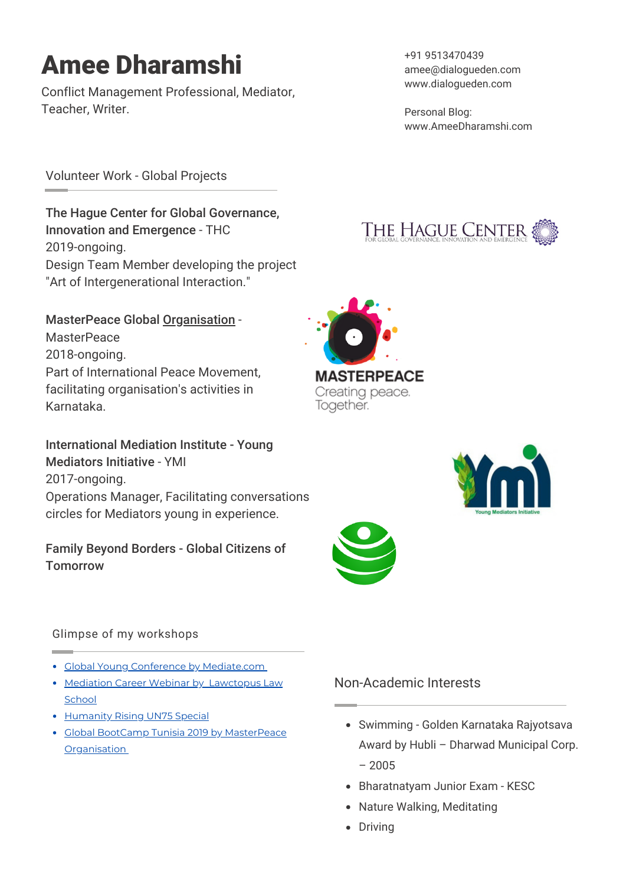# Amee Dharamshi

Conflict Management Professional, Mediator, Teacher, Writer.

+91 9513470439
amee@dialogueden.com
www.dialogueden.com

Personal Blog:
www.AmeeDharamshi.com

## Volunteer Work - Global Projects

**The Hague Center for Global Governance, Innovation and Emergence** - THC
2019-ongoing.
Design Team Member developing the project "Art of Intergenerational Interaction."

**MasterPeace Global Organisation** - MasterPeace
2018-ongoing.
Part of International Peace Movement, facilitating organisation's activities in Karnataka.

**International Mediation Institute - Young Mediators Initiative** - YMI
2017-ongoing.
Operations Manager, Facilitating conversations circles for Mediators young in experience.

**Family Beyond Borders - Global Citizens of Tomorrow**

## Glimpse of my workshops

- Global Young Conference by Mediate.com
- Mediation Career Webinar by Lawctopus Law School
- Humanity Rising UN75 Special
- Global BootCamp Tunisia 2019 by MasterPeace Organisation

## Non-Academic Interests

- Swimming - Golden Karnataka Rajyotsava Award by Hubli – Dharwad Municipal Corp. – 2005
- Bharatnatyam Junior Exam - KESC
- Nature Walking, Meditating
- Driving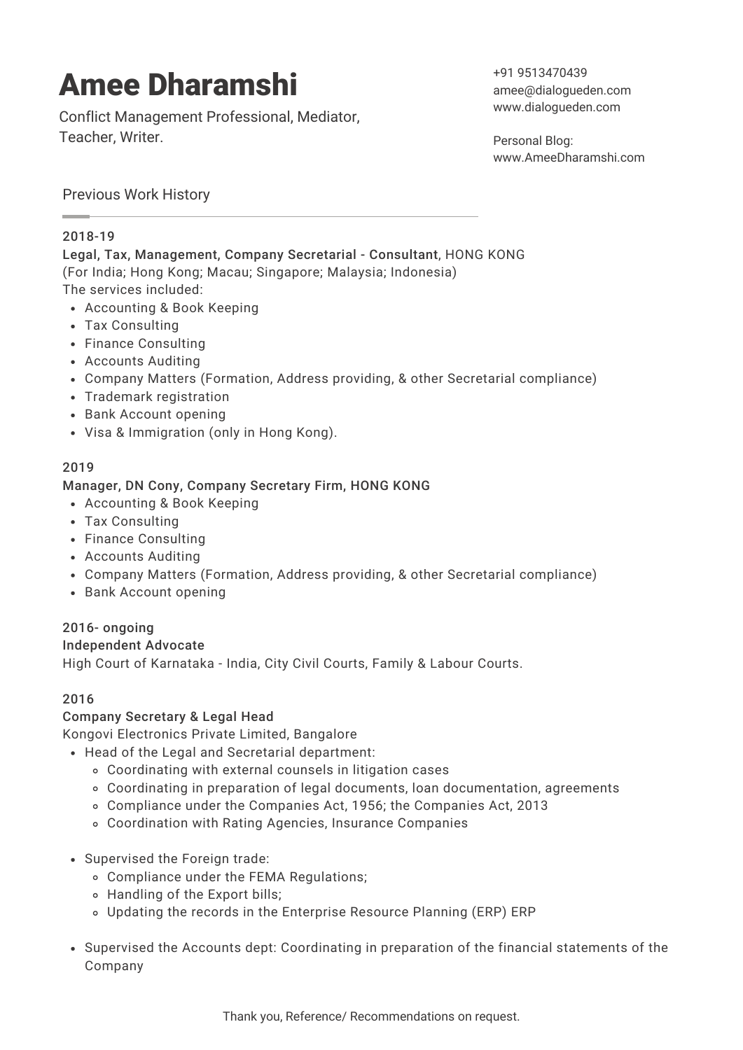# Amee Dharamshi

Conflict Management Professional, Mediator, Teacher, Writer.

+91 9513470439
amee@dialogueden.com
www.dialogueden.com

Personal Blog:
www.AmeeDharamshi.com

## Previous Work History

2018-19

**Legal, Tax, Management, Company Secretarial - Consultant**, HONG KONG
(For India; Hong Kong; Macau; Singapore; Malaysia; Indonesia)
The services included:

- Accounting & Book Keeping
- Tax Consulting
- Finance Consulting
- Accounts Auditing
- Company Matters (Formation, Address providing, & other Secretarial compliance)
- Trademark registration
- Bank Account opening
- Visa & Immigration (only in Hong Kong).

2019

**Manager, DN Cony, Company Secretary Firm, HONG KONG**

- Accounting & Book Keeping
- Tax Consulting
- Finance Consulting
- Accounts Auditing
- Company Matters (Formation, Address providing, & other Secretarial compliance)
- Bank Account opening

2016- ongoing

**Independent Advocate**

High Court of Karnataka - India, City Civil Courts, Family & Labour Courts.

2016

**Company Secretary & Legal Head**

Kongovi Electronics Private Limited, Bangalore

- Head of the Legal and Secretarial department:
  - Coordinating with external counsels in litigation cases
  - Coordinating in preparation of legal documents, loan documentation, agreements
  - Compliance under the Companies Act, 1956; the Companies Act, 2013
  - Coordination with Rating Agencies, Insurance Companies

- Supervised the Foreign trade:
  - Compliance under the FEMA Regulations;
  - Handling of the Export bills;
  - Updating the records in the Enterprise Resource Planning (ERP) ERP

- Supervised the Accounts dept: Coordinating in preparation of the financial statements of the Company

Thank you, Reference/ Recommendations on request.